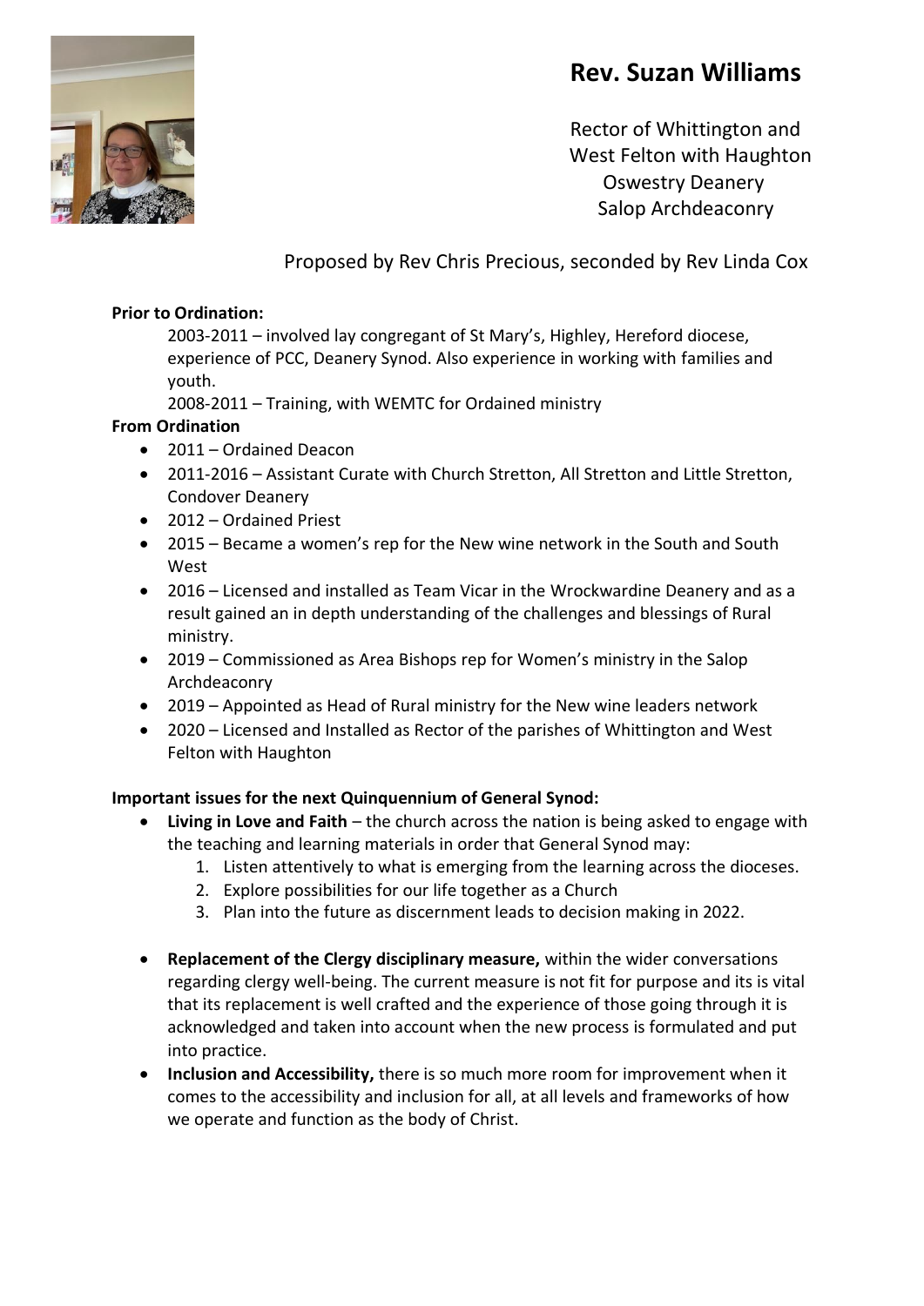# Rev. Suzan Williams

Rector of Whittington and
West Felton with Haughton
Oswestry Deanery
Salop Archdeaconry

Proposed by Rev Chris Precious, seconded by Rev Linda Cox

**Prior to Ordination:**

2003-2011 – involved lay congregant of St Mary's, Highley, Hereford diocese, experience of PCC, Deanery Synod. Also experience in working with families and youth.

2008-2011 – Training, with WEMTC for Ordained ministry

**From Ordination**

- 2011 – Ordained Deacon
- 2011-2016 – Assistant Curate with Church Stretton, All Stretton and Little Stretton, Condover Deanery
- 2012 – Ordained Priest
- 2015 – Became a women's rep for the New wine network in the South and South West
- 2016 – Licensed and installed as Team Vicar in the Wrockwardine Deanery and as a result gained an in depth understanding of the challenges and blessings of Rural ministry.
- 2019 – Commissioned as Area Bishops rep for Women's ministry in the Salop Archdeaconry
- 2019 – Appointed as Head of Rural ministry for the New wine leaders network
- 2020 – Licensed and Installed as Rector of the parishes of Whittington and West Felton with Haughton

**Important issues for the next Quinquennium of General Synod:**

- **Living in Love and Faith** – the church across the nation is being asked to engage with the teaching and learning materials in order that General Synod may:
  1. Listen attentively to what is emerging from the learning across the dioceses.
  2. Explore possibilities for our life together as a Church
  3. Plan into the future as discernment leads to decision making in 2022.

- **Replacement of the Clergy disciplinary measure,** within the wider conversations regarding clergy well-being. The current measure is not fit for purpose and its is vital that its replacement is well crafted and the experience of those going through it is acknowledged and taken into account when the new process is formulated and put into practice.
- **Inclusion and Accessibility,** there is so much more room for improvement when it comes to the accessibility and inclusion for all, at all levels and frameworks of how we operate and function as the body of Christ.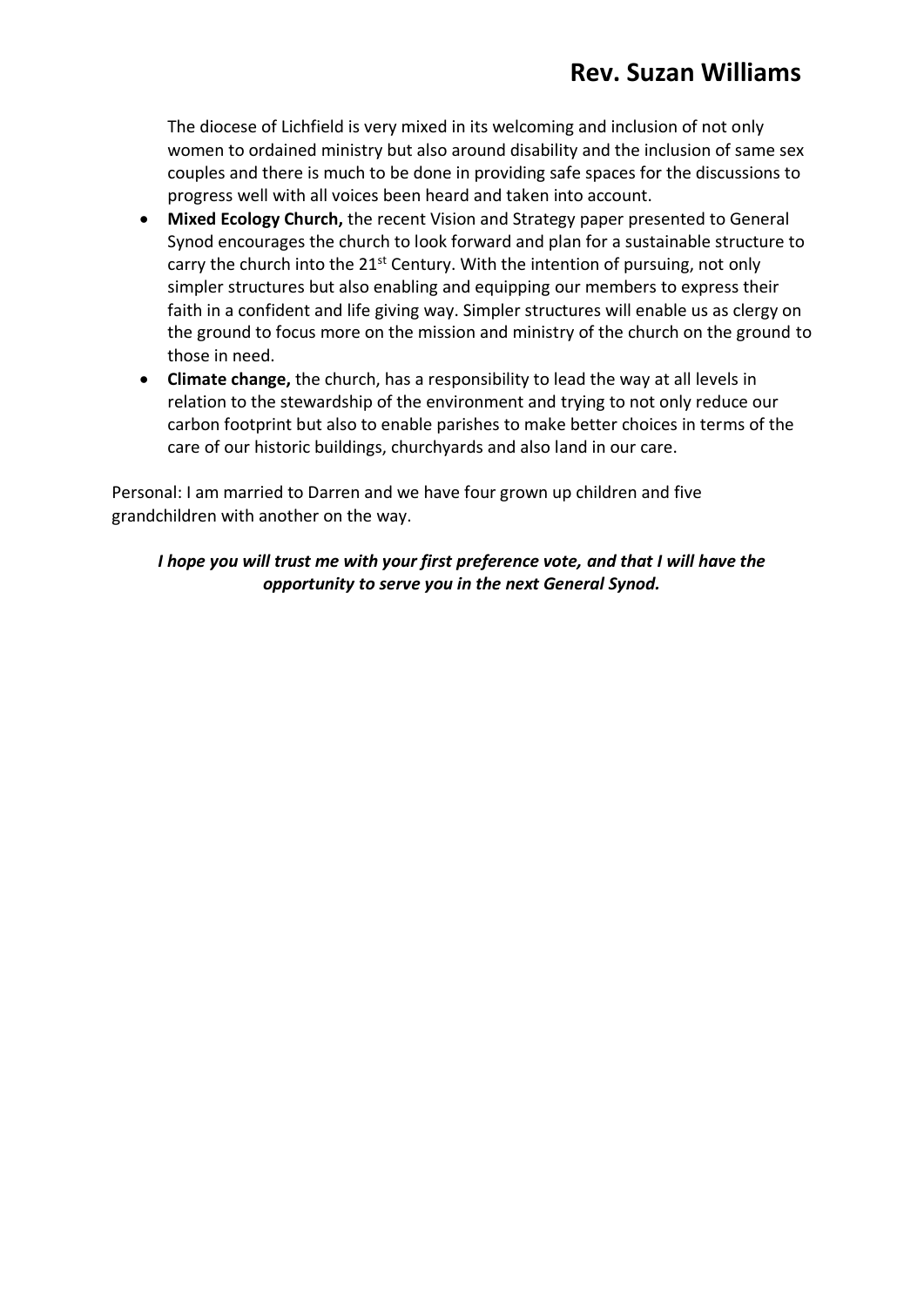The diocese of Lichfield is very mixed in its welcoming and inclusion of not only women to ordained ministry but also around disability and the inclusion of same sex couples and there is much to be done in providing safe spaces for the discussions to progress well with all voices been heard and taken into account.

- **Mixed Ecology Church,** the recent Vision and Strategy paper presented to General Synod encourages the church to look forward and plan for a sustainable structure to carry the church into the 21st Century. With the intention of pursuing, not only simpler structures but also enabling and equipping our members to express their faith in a confident and life giving way. Simpler structures will enable us as clergy on the ground to focus more on the mission and ministry of the church on the ground to those in need.
- **Climate change,** the church, has a responsibility to lead the way at all levels in relation to the stewardship of the environment and trying to not only reduce our carbon footprint but also to enable parishes to make better choices in terms of the care of our historic buildings, churchyards and also land in our care.

Personal: I am married to Darren and we have four grown up children and five grandchildren with another on the way.

***I hope you will trust me with your first preference vote, and that I will have the opportunity to serve you in the next General Synod.***